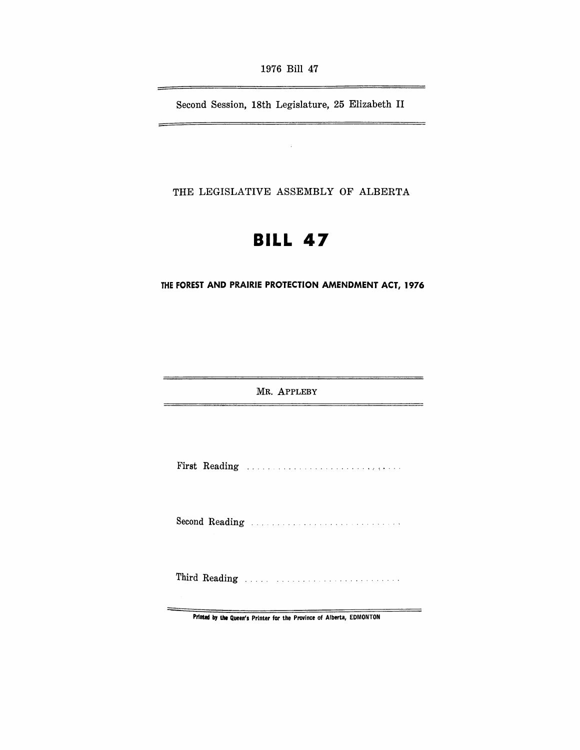1976 Bill 47

Second Session, 18th Legislature, 25 Elizabeth II

THE LEGISLATIVE ASSEMBLY OF ALBERTA

# BILL 47

## THE FOREST AND PRAIRIE PROTECTION AMENDMENT ACT, 1976

MR. APPLEBY

First Reading . . . . . . . . . . . . . . . . . . . . . . . . . . . . . . .

Second Reading . . . . . . . . . . . . . . . . . . . . . . . . . . . . . .

Third Reading . . . . . . . . . . . . . . . . . . . . . . . . . . . . . . .

Printed by the Queen's Printer for the Province of Alberta, EDMONTON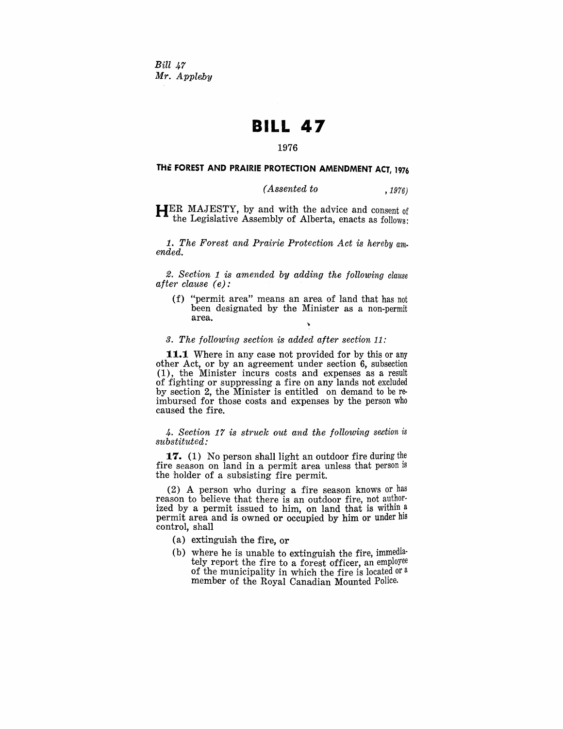*Bill 47*
*Mr. Appleby*

# BILL 47

1976

## THE FOREST AND PRAIRIE PROTECTION AMENDMENT ACT, 1976

*(Assented to , 1976)*

HER MAJESTY, by and with the advice and consent of the Legislative Assembly of Alberta, enacts as follows:

*1. The Forest and Prairie Protection Act is hereby amended.*

*2. Section 1 is amended by adding the following clause after clause (e):*

(f) "permit area" means an area of land that has not been designated by the Minister as a non-permit area.

*3. The following section is added after section 11:*

**11.1** Where in any case not provided for by this or any other Act, or by an agreement under section 6, subsection (1), the Minister incurs costs and expenses as a result of fighting or suppressing a fire on any lands not excluded by section 2, the Minister is entitled on demand to be reimbursed for those costs and expenses by the person who caused the fire.

*4. Section 17 is struck out and the following section is substituted:*

**17.** (1) No person shall light an outdoor fire during the fire season on land in a permit area unless that person is the holder of a subsisting fire permit.

(2) A person who during a fire season knows or has reason to believe that there is an outdoor fire, not authorized by a permit issued to him, on land that is within a permit area and is owned or occupied by him or under his control, shall

(a) extinguish the fire, or

(b) where he is unable to extinguish the fire, immediately report the fire to a forest officer, an employee of the municipality in which the fire is located or a member of the Royal Canadian Mounted Police.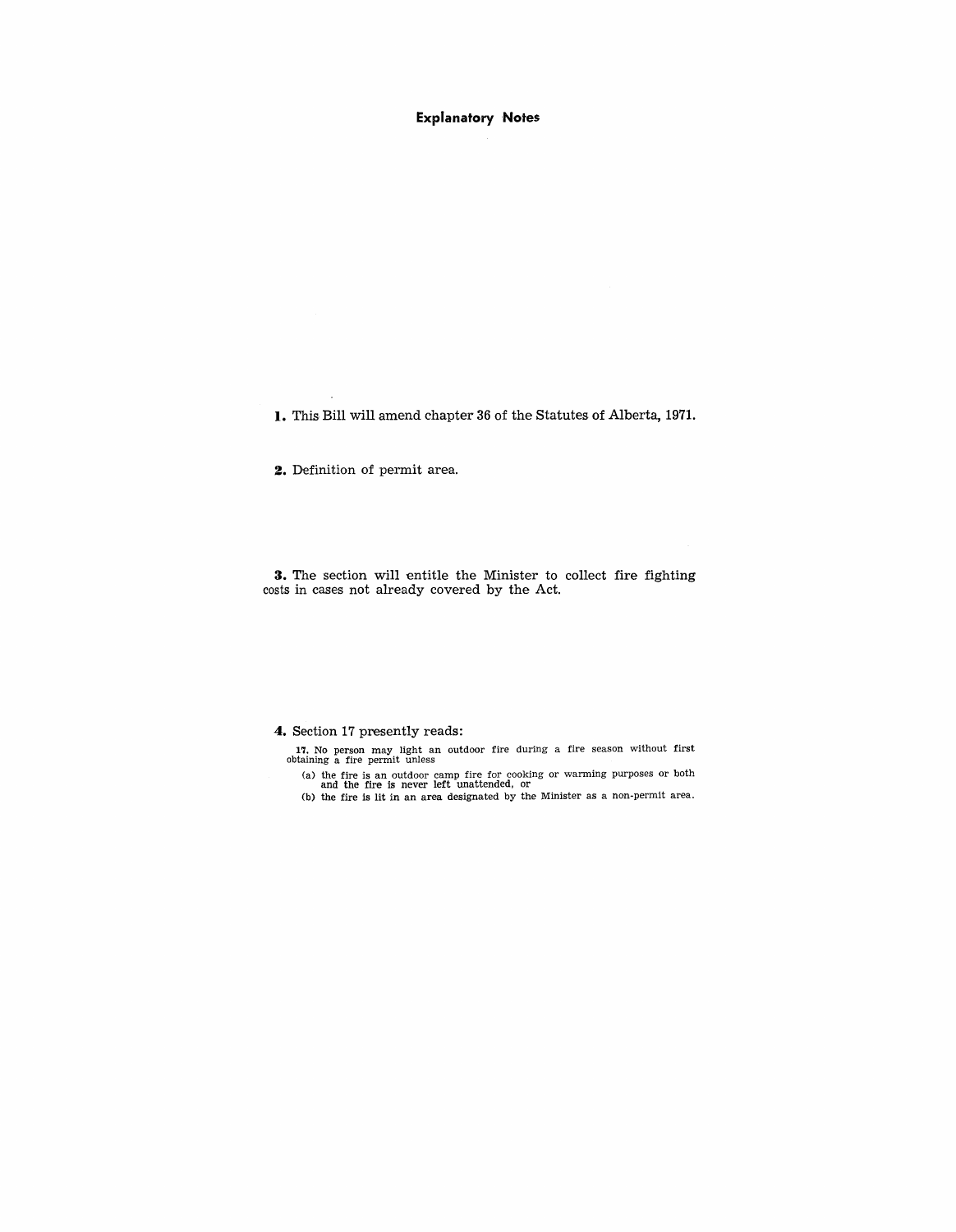# Explanatory Notes

**1.** This Bill will amend chapter 36 of the Statutes of Alberta, 1971.

**2.** Definition of permit area.

**3.** The section will entitle the Minister to collect fire fighting costs in cases not already covered by the Act.

**4.** Section 17 presently reads:

17. No person may light an outdoor fire during a fire season without first obtaining a fire permit unless

(a) the fire is an outdoor camp fire for cooking or warming purposes or both and the fire is never left unattended, or

(b) the fire is lit in an area designated by the Minister as a non-permit area.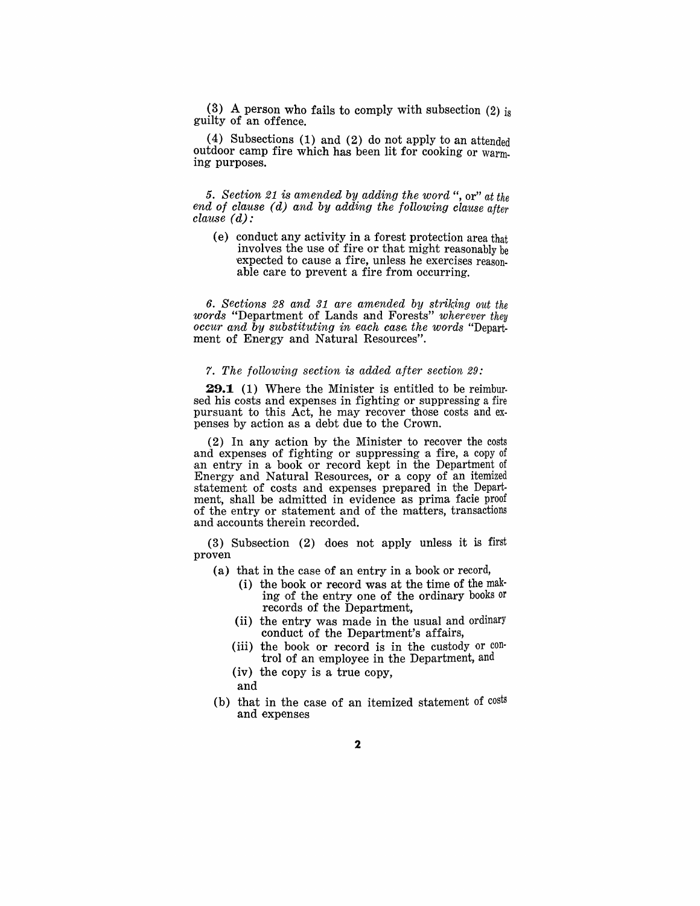(3) A person who fails to comply with subsection (2) is guilty of an offence.

(4) Subsections (1) and (2) do not apply to an attended outdoor camp fire which has been lit for cooking or warming purposes.

*5. Section 21 is amended by adding the word* ", or" *at the end of clause (d) and by adding the following clause after clause (d):*

(e) conduct any activity in a forest protection area that involves the use of fire or that might reasonably be expected to cause a fire, unless he exercises reasonable care to prevent a fire from occurring.

*6. Sections 28 and 31 are amended by striking out the words* "Department of Lands and Forests" *wherever they occur and by substituting in each case the words* "Department of Energy and Natural Resources".

*7. The following section is added after section 29:*

**29.1** (1) Where the Minister is entitled to be reimbursed his costs and expenses in fighting or suppressing a fire pursuant to this Act, he may recover those costs and expenses by action as a debt due to the Crown.

(2) In any action by the Minister to recover the costs and expenses of fighting or suppressing a fire, a copy of an entry in a book or record kept in the Department of Energy and Natural Resources, or a copy of an itemized statement of costs and expenses prepared in the Department, shall be admitted in evidence as prima facie proof of the entry or statement and of the matters, transactions and accounts therein recorded.

(3) Subsection (2) does not apply unless it is first proven

- (a) that in the case of an entry in a book or record,
  - (i) the book or record was at the time of the making of the entry one of the ordinary books or records of the Department,
  - (ii) the entry was made in the usual and ordinary conduct of the Department's affairs,
  - (iii) the book or record is in the custody or control of an employee in the Department, and
  - (iv) the copy is a true copy,

  and
- (b) that in the case of an itemized statement of costs and expenses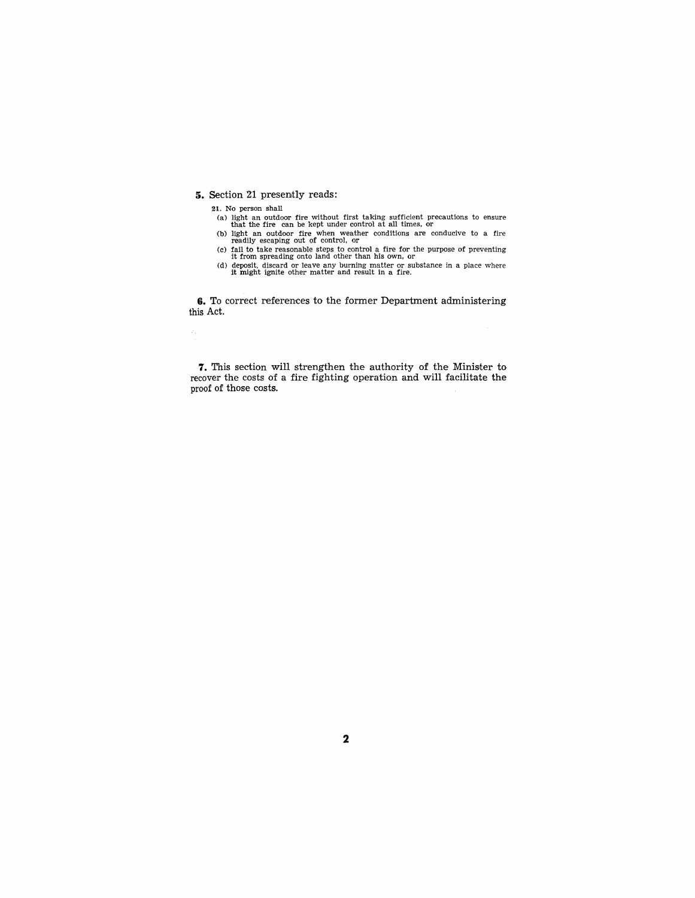**5.** Section 21 presently reads:

> **21.** No person shall
>
> (a) light an outdoor fire without first taking sufficient precautions to ensure that the fire can be kept under control at all times, or
>
> (b) light an outdoor fire when weather conditions are conducive to a fire readily escaping out of control, or
>
> (c) fail to take reasonable steps to control a fire for the purpose of preventing it from spreading onto land other than his own, or
>
> (d) deposit, discard or leave any burning matter or substance in a place where it might ignite other matter and result in a fire.

**6.** To correct references to the former Department administering this Act.

**7.** This section will strengthen the authority of the Minister to recover the costs of a fire fighting operation and will facilitate the proof of those costs.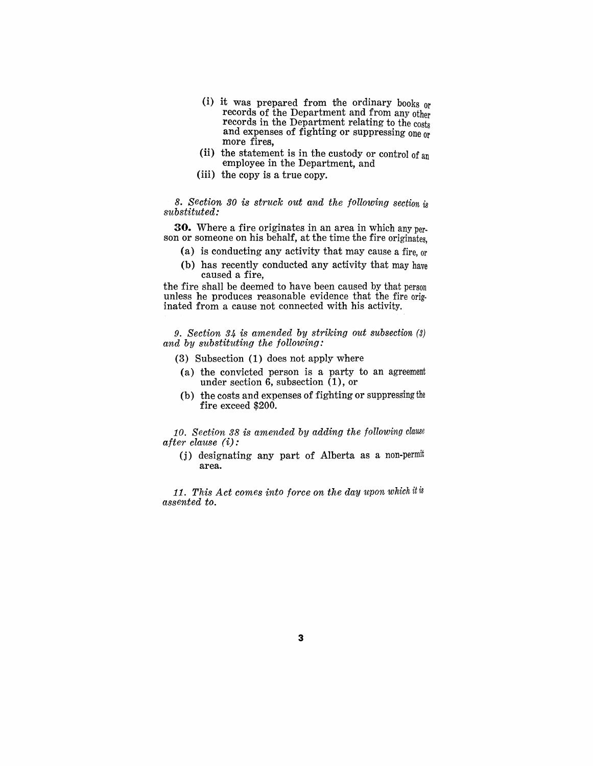(i) it was prepared from the ordinary books or records of the Department and from any other records in the Department relating to the costs and expenses of fighting or suppressing one or more fires,

(ii) the statement is in the custody or control of an employee in the Department, and

(iii) the copy is a true copy.

*8. Section 30 is struck out and the following section is substituted:*

**30.** Where a fire originates in an area in which any person or someone on his behalf, at the time the fire originates,

(a) is conducting any activity that may cause a fire, or

(b) has recently conducted any activity that may have caused a fire,

the fire shall be deemed to have been caused by that person unless he produces reasonable evidence that the fire originated from a cause not connected with his activity.

*9. Section 34 is amended by striking out subsection (3) and by substituting the following:*

(3) Subsection (1) does not apply where

(a) the convicted person is a party to an agreement under section 6, subsection (1), or

(b) the costs and expenses of fighting or suppressing the fire exceed $200.

*10. Section 38 is amended by adding the following clause after clause (i):*

(j) designating any part of Alberta as a non-permit area.

*11. This Act comes into force on the day upon which it is assented to.*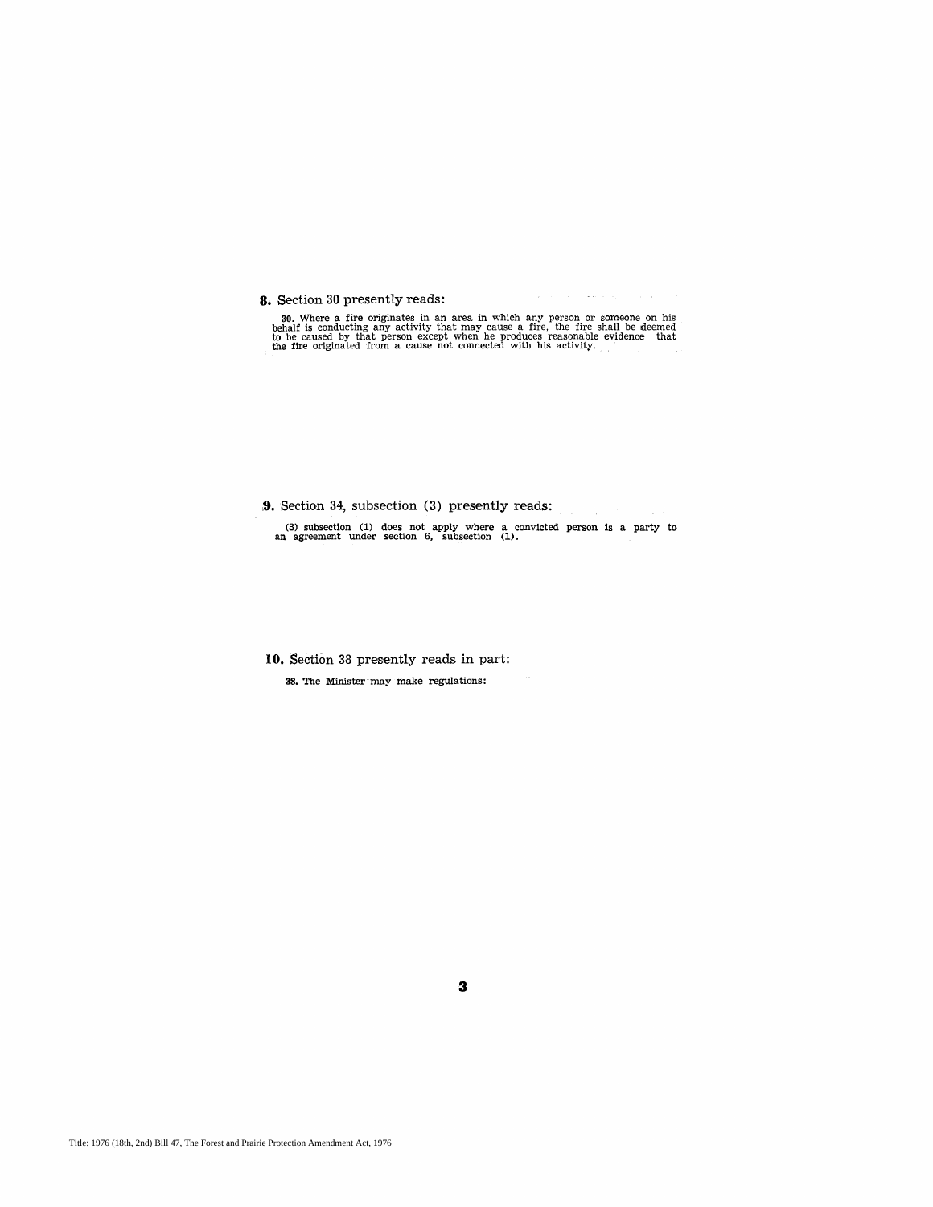**8.** Section 30 presently reads:

30. Where a fire originates in an area in which any person or someone on his behalf is conducting any activity that may cause a fire, the fire shall be deemed to be caused by that person except when he produces reasonable evidence that the fire originated from a cause not connected with his activity.

**9.** Section 34, subsection (3) presently reads:

(3) subsection (1) does not apply where a convicted person is a party to an agreement under section 6, subsection (1).

**10.** Section 38 presently reads in part:

38. The Minister may make regulations:

Title: 1976 (18th, 2nd) Bill 47, The Forest and Prairie Protection Amendment Act, 1976